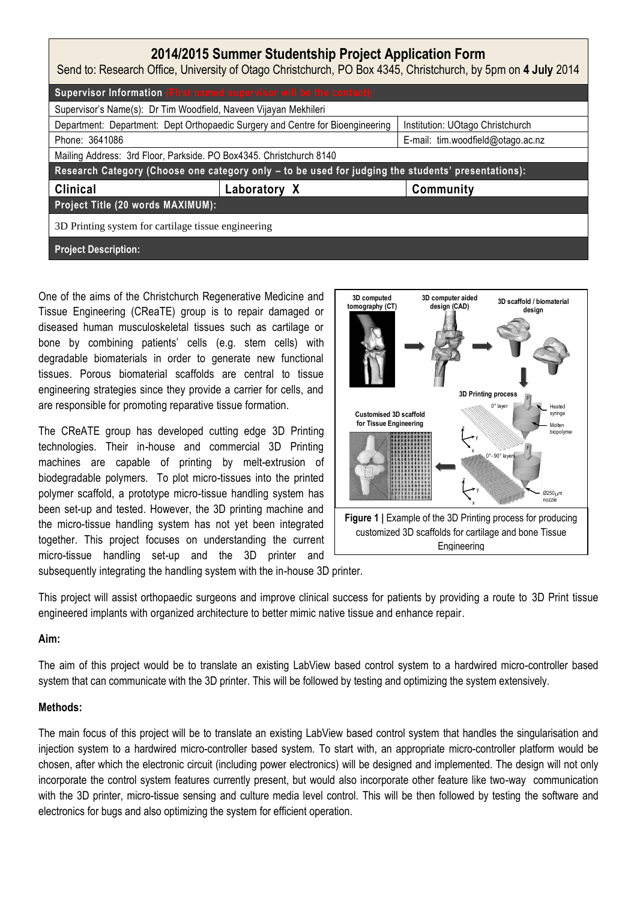# 2014/2015 Summer Studentship Project Application Form

Send to: Research Office, University of Otago Christchurch, PO Box 4345, Christchurch, by 5pm on **4 July** 2014

| **Supervisor Information** (First named supervisor will be the contact): | | |
|---|---|---|
| Supervisor's Name(s): Dr Tim Woodfield, Naveen Vijayan Mekhileri | | |
| Department: Department: Dept Orthopaedic Surgery and Centre for Bioengineering | | Institution: UOtago Christchurch |
| Phone: 3641086 | | E-mail: tim.woodfield@otago.ac.nz |
| Mailing Address: 3rd Floor, Parkside. PO Box4345. Christchurch 8140 | | |
| **Research Category (Choose one category only – to be used for judging the students' presentations):** | | |
| **Clinical** | **Laboratory X** | **Community** |
| **Project Title (20 words MAXIMUM):** | | |
| 3D Printing system for cartilage tissue engineering | | |
| **Project Description:** | | |

One of the aims of the Christchurch Regenerative Medicine and Tissue Engineering (CReaTE) group is to repair damaged or diseased human musculoskeletal tissues such as cartilage or bone by combining patients' cells (e.g. stem cells) with degradable biomaterials in order to generate new functional tissues. Porous biomaterial scaffolds are central to tissue engineering strategies since they provide a carrier for cells, and are responsible for promoting reparative tissue formation.

The CReATE group has developed cutting edge 3D Printing technologies. Their in-house and commercial 3D Printing machines are capable of printing by melt-extrusion of biodegradable polymers. To plot micro-tissues into the printed polymer scaffold, a prototype micro-tissue handling system has been set-up and tested. However, the 3D printing machine and the micro-tissue handling system has not yet been integrated together. This project focuses on understanding the current micro-tissue handling set-up and the 3D printer and subsequently integrating the handling system with the in-house 3D printer.

**Figure 1 |** Example of the 3D Printing process for producing customized 3D scaffolds for cartilage and bone Tissue Engineering

This project will assist orthopaedic surgeons and improve clinical success for patients by providing a route to 3D Print tissue engineered implants with organized architecture to better mimic native tissue and enhance repair.

**Aim:**

The aim of this project would be to translate an existing LabView based control system to a hardwired micro-controller based system that can communicate with the 3D printer. This will be followed by testing and optimizing the system extensively.

**Methods:**

The main focus of this project will be to translate an existing LabView based control system that handles the singularisation and injection system to a hardwired micro-controller based system. To start with, an appropriate micro-controller platform would be chosen, after which the electronic circuit (including power electronics) will be designed and implemented. The design will not only incorporate the control system features currently present, but would also incorporate other feature like two-way communication with the 3D printer, micro-tissue sensing and culture media level control. This will be then followed by testing the software and electronics for bugs and also optimizing the system for efficient operation.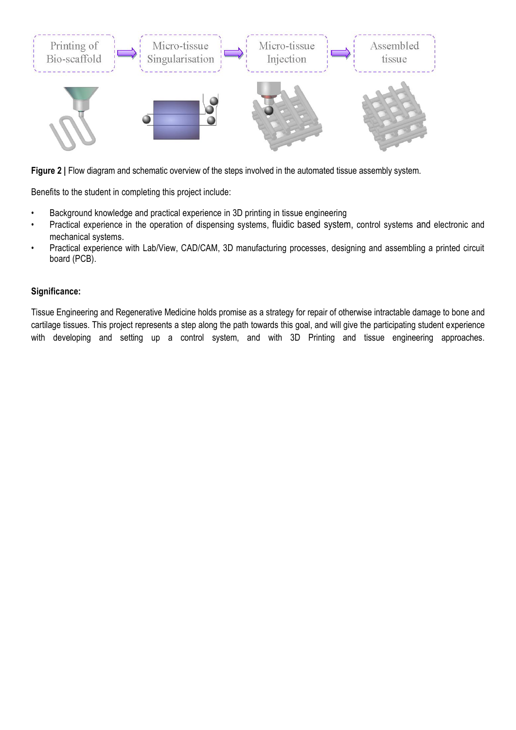Printing of Bio-scaffold

Micro-tissue Singularisation

Micro-tissue Injection

Assembled tissue

**Figure 2 |** Flow diagram and schematic overview of the steps involved in the automated tissue assembly system.

Benefits to the student in completing this project include:

- Background knowledge and practical experience in 3D printing in tissue engineering
- Practical experience in the operation of dispensing systems, fluidic based system, control systems and electronic and mechanical systems.
- Practical experience with Lab/View, CAD/CAM, 3D manufacturing processes, designing and assembling a printed circuit board (PCB).

**Significance:**

Tissue Engineering and Regenerative Medicine holds promise as a strategy for repair of otherwise intractable damage to bone and cartilage tissues. This project represents a step along the path towards this goal, and will give the participating student experience with developing and setting up a control system, and with 3D Printing and tissue engineering approaches.